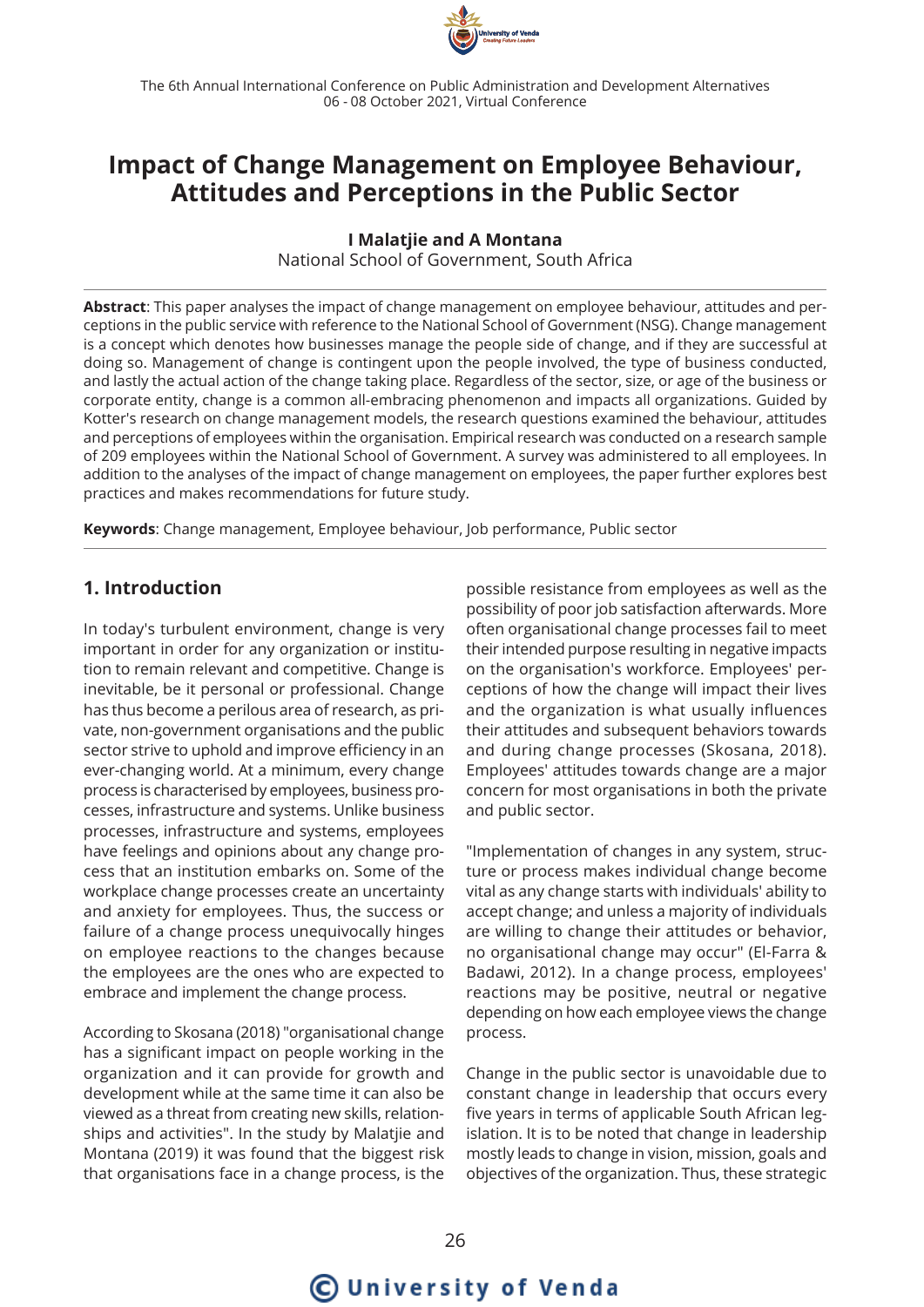# Impact of Change Management on Employee Behaviour, Attitudes and Perceptions in the Public Sector

**I Malatjie and A Montana**

National School of Government, South Africa

**Abstract**: This paper analyses the impact of change management on employee behaviour, attitudes and perceptions in the public service with reference to the National School of Government (NSG). Change management is a concept which denotes how businesses manage the people side of change, and if they are successful at doing so. Management of change is contingent upon the people involved, the type of business conducted, and lastly the actual action of the change taking place. Regardless of the sector, size, or age of the business or corporate entity, change is a common all-embracing phenomenon and impacts all organizations. Guided by Kotter's research on change management models, the research questions examined the behaviour, attitudes and perceptions of employees within the organisation. Empirical research was conducted on a research sample of 209 employees within the National School of Government. A survey was administered to all employees. In addition to the analyses of the impact of change management on employees, the paper further explores best practices and makes recommendations for future study.

**Keywords**: Change management, Employee behaviour, Job performance, Public sector

## 1. Introduction

In today's turbulent environment, change is very important in order for any organization or institution to remain relevant and competitive. Change is inevitable, be it personal or professional. Change has thus become a perilous area of research, as private, non-government organisations and the public sector strive to uphold and improve efficiency in an ever-changing world. At a minimum, every change process is characterised by employees, business processes, infrastructure and systems. Unlike business processes, infrastructure and systems, employees have feelings and opinions about any change process that an institution embarks on. Some of the workplace change processes create an uncertainty and anxiety for employees. Thus, the success or failure of a change process unequivocally hinges on employee reactions to the changes because the employees are the ones who are expected to embrace and implement the change process.

According to Skosana (2018) "organisational change has a significant impact on people working in the organization and it can provide for growth and development while at the same time it can also be viewed as a threat from creating new skills, relationships and activities". In the study by Malatjie and Montana (2019) it was found that the biggest risk that organisations face in a change process, is the possible resistance from employees as well as the possibility of poor job satisfaction afterwards. More often organisational change processes fail to meet their intended purpose resulting in negative impacts on the organisation's workforce. Employees' perceptions of how the change will impact their lives and the organization is what usually influences their attitudes and subsequent behaviors towards and during change processes (Skosana, 2018). Employees' attitudes towards change are a major concern for most organisations in both the private and public sector.

"Implementation of changes in any system, structure or process makes individual change become vital as any change starts with individuals' ability to accept change; and unless a majority of individuals are willing to change their attitudes or behavior, no organisational change may occur" (El-Farra & Badawi, 2012). In a change process, employees' reactions may be positive, neutral or negative depending on how each employee views the change process.

Change in the public sector is unavoidable due to constant change in leadership that occurs every five years in terms of applicable South African legislation. It is to be noted that change in leadership mostly leads to change in vision, mission, goals and objectives of the organization. Thus, these strategic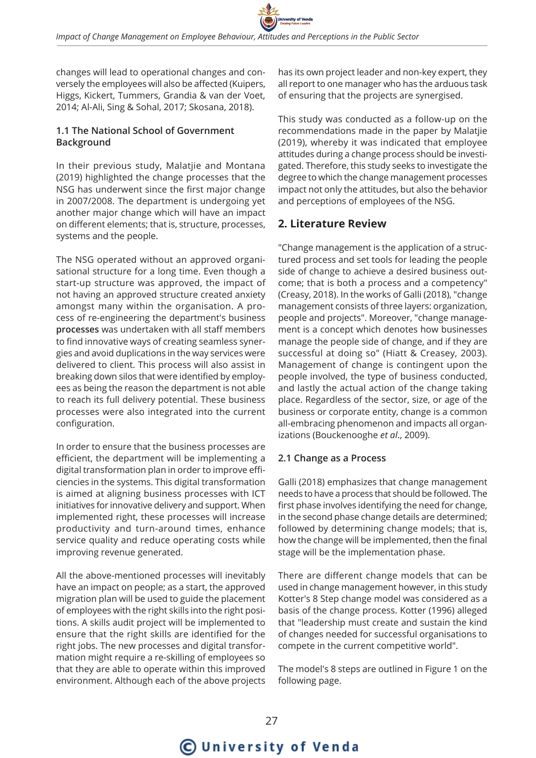changes will lead to operational changes and conversely the employees will also be affected (Kuipers, Higgs, Kickert, Tummers, Grandia & van der Voet, 2014; Al-Ali, Sing & Sohal, 2017; Skosana, 2018).

### 1.1 The National School of Government Background

In their previous study, Malatjie and Montana (2019) highlighted the change processes that the NSG has underwent since the first major change in 2007/2008. The department is undergoing yet another major change which will have an impact on different elements; that is, structure, processes, systems and the people.

The NSG operated without an approved organisational structure for a long time. Even though a start-up structure was approved, the impact of not having an approved structure created anxiety amongst many within the organisation. A process of re-engineering the department's business **processes** was undertaken with all staff members to find innovative ways of creating seamless synergies and avoid duplications in the way services were delivered to client. This process will also assist in breaking down silos that were identified by employees as being the reason the department is not able to reach its full delivery potential. These business processes were also integrated into the current configuration.

In order to ensure that the business processes are efficient, the department will be implementing a digital transformation plan in order to improve efficiencies in the systems. This digital transformation is aimed at aligning business processes with ICT initiatives for innovative delivery and support. When implemented right, these processes will increase productivity and turn-around times, enhance service quality and reduce operating costs while improving revenue generated.

All the above-mentioned processes will inevitably have an impact on people; as a start, the approved migration plan will be used to guide the placement of employees with the right skills into the right positions. A skills audit project will be implemented to ensure that the right skills are identified for the right jobs. The new processes and digital transformation might require a re-skilling of employees so that they are able to operate within this improved environment. Although each of the above projects has its own project leader and non-key expert, they all report to one manager who has the arduous task of ensuring that the projects are synergised.

This study was conducted as a follow-up on the recommendations made in the paper by Malatjie (2019), whereby it was indicated that employee attitudes during a change process should be investigated. Therefore, this study seeks to investigate the degree to which the change management processes impact not only the attitudes, but also the behavior and perceptions of employees of the NSG.

## 2. Literature Review

"Change management is the application of a structured process and set tools for leading the people side of change to achieve a desired business outcome; that is both a process and a competency" (Creasy, 2018). In the works of Galli (2018), "change management consists of three layers: organization, people and projects". Moreover, "change management is a concept which denotes how businesses manage the people side of change, and if they are successful at doing so" (Hiatt & Creasey, 2003). Management of change is contingent upon the people involved, the type of business conducted, and lastly the actual action of the change taking place. Regardless of the sector, size, or age of the business or corporate entity, change is a common all-embracing phenomenon and impacts all organizations (Bouckenooghe *et al*., 2009).

### 2.1 Change as a Process

Galli (2018) emphasizes that change management needs to have a process that should be followed. The first phase involves identifying the need for change, in the second phase change details are determined; followed by determining change models; that is, how the change will be implemented, then the final stage will be the implementation phase.

There are different change models that can be used in change management however, in this study Kotter's 8 Step change model was considered as a basis of the change process. Kotter (1996) alleged that "leadership must create and sustain the kind of changes needed for successful organisations to compete in the current competitive world".

The model's 8 steps are outlined in Figure 1 on the following page.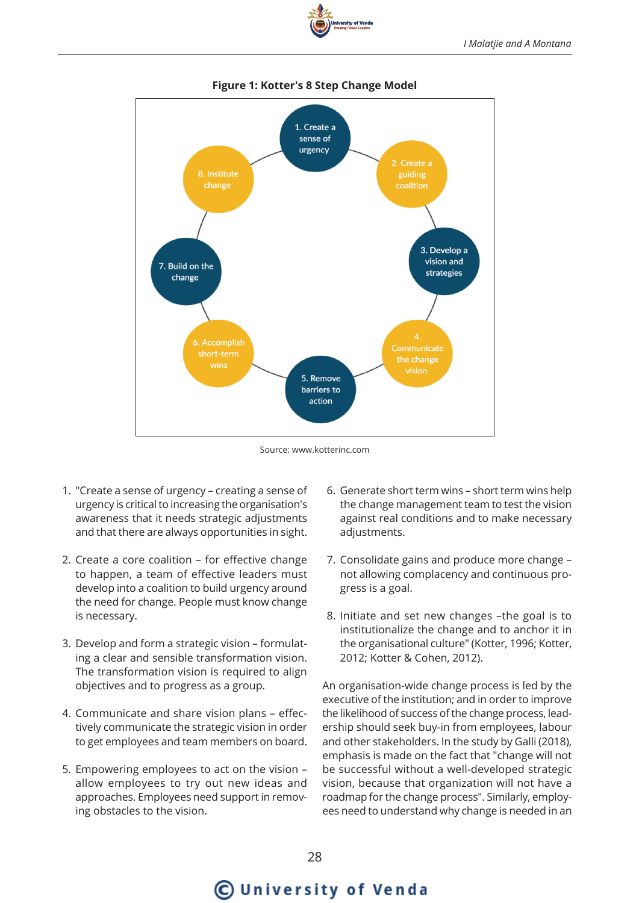**Figure 1: Kotter's 8 Step Change Model**

1. Create a sense of urgency
2. Create a guiding coalition
3. Develop a vision and strategies
4. Communicate the change vision
5. Remove barriers to action
6. Accomplish short-term wins
7. Build on the change
8. Institute change

Source: www.kotterinc.com

1. "Create a sense of urgency – creating a sense of urgency is critical to increasing the organisation's awareness that it needs strategic adjustments and that there are always opportunities in sight.

2. Create a core coalition – for effective change to happen, a team of effective leaders must develop into a coalition to build urgency around the need for change. People must know change is necessary.

3. Develop and form a strategic vision – formulating a clear and sensible transformation vision. The transformation vision is required to align objectives and to progress as a group.

4. Communicate and share vision plans – effectively communicate the strategic vision in order to get employees and team members on board.

5. Empowering employees to act on the vision – allow employees to try out new ideas and approaches. Employees need support in removing obstacles to the vision.

6. Generate short term wins – short term wins help the change management team to test the vision against real conditions and to make necessary adjustments.

7. Consolidate gains and produce more change – not allowing complacency and continuous progress is a goal.

8. Initiate and set new changes –the goal is to institutionalize the change and to anchor it in the organisational culture" (Kotter, 1996; Kotter, 2012; Kotter & Cohen, 2012).

An organisation-wide change process is led by the executive of the institution; and in order to improve the likelihood of success of the change process, leadership should seek buy-in from employees, labour and other stakeholders. In the study by Galli (2018), emphasis is made on the fact that "change will not be successful without a well-developed strategic vision, because that organization will not have a roadmap for the change process". Similarly, employees need to understand why change is needed in an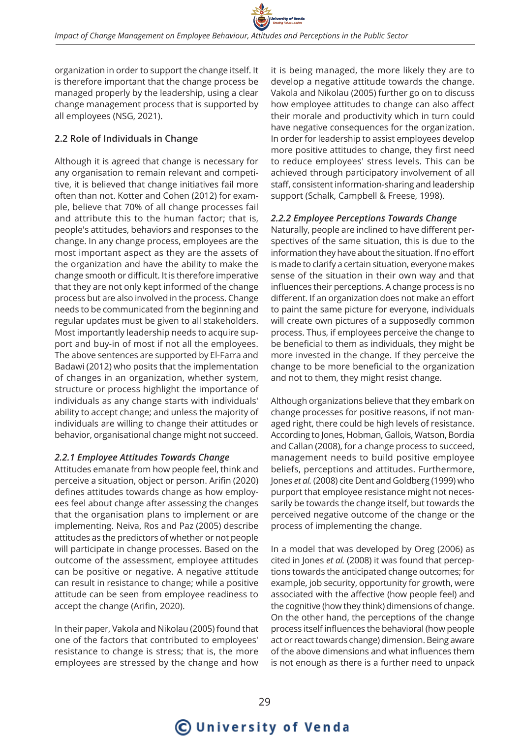organization in order to support the change itself. It is therefore important that the change process be managed properly by the leadership, using a clear change management process that is supported by all employees (NSG, 2021).

### 2.2 Role of Individuals in Change

Although it is agreed that change is necessary for any organisation to remain relevant and competitive, it is believed that change initiatives fail more often than not. Kotter and Cohen (2012) for example, believe that 70% of all change processes fail and attribute this to the human factor; that is, people's attitudes, behaviors and responses to the change. In any change process, employees are the most important aspect as they are the assets of the organization and have the ability to make the change smooth or difficult. It is therefore imperative that they are not only kept informed of the change process but are also involved in the process. Change needs to be communicated from the beginning and regular updates must be given to all stakeholders. Most importantly leadership needs to acquire support and buy-in of most if not all the employees. The above sentences are supported by El-Farra and Badawi (2012) who posits that the implementation of changes in an organization, whether system, structure or process highlight the importance of individuals as any change starts with individuals' ability to accept change; and unless the majority of individuals are willing to change their attitudes or behavior, organisational change might not succeed.

#### *2.2.1 Employee Attitudes Towards Change*

Attitudes emanate from how people feel, think and perceive a situation, object or person. Arifin (2020) defines attitudes towards change as how employees feel about change after assessing the changes that the organisation plans to implement or are implementing. Neiva, Ros and Paz (2005) describe attitudes as the predictors of whether or not people will participate in change processes. Based on the outcome of the assessment, employee attitudes can be positive or negative. A negative attitude can result in resistance to change; while a positive attitude can be seen from employee readiness to accept the change (Arifin, 2020).

In their paper, Vakola and Nikolau (2005) found that one of the factors that contributed to employees' resistance to change is stress; that is, the more employees are stressed by the change and how it is being managed, the more likely they are to develop a negative attitude towards the change. Vakola and Nikolau (2005) further go on to discuss how employee attitudes to change can also affect their morale and productivity which in turn could have negative consequences for the organization. In order for leadership to assist employees develop more positive attitudes to change, they first need to reduce employees' stress levels. This can be achieved through participatory involvement of all staff, consistent information-sharing and leadership support (Schalk, Campbell & Freese, 1998).

#### *2.2.2 Employee Perceptions Towards Change*

Naturally, people are inclined to have different perspectives of the same situation, this is due to the information they have about the situation. If no effort is made to clarify a certain situation, everyone makes sense of the situation in their own way and that influences their perceptions. A change process is no different. If an organization does not make an effort to paint the same picture for everyone, individuals will create own pictures of a supposedly common process. Thus, if employees perceive the change to be beneficial to them as individuals, they might be more invested in the change. If they perceive the change to be more beneficial to the organization and not to them, they might resist change.

Although organizations believe that they embark on change processes for positive reasons, if not managed right, there could be high levels of resistance. According to Jones, Hobman, Gallois, Watson, Bordia and Callan (2008), for a change process to succeed, management needs to build positive employee beliefs, perceptions and attitudes. Furthermore, Jones *et al.* (2008) cite Dent and Goldberg (1999) who purport that employee resistance might not necessarily be towards the change itself, but towards the perceived negative outcome of the change or the process of implementing the change.

In a model that was developed by Oreg (2006) as cited in Jones *et al.* (2008) it was found that perceptions towards the anticipated change outcomes; for example, job security, opportunity for growth, were associated with the affective (how people feel) and the cognitive (how they think) dimensions of change. On the other hand, the perceptions of the change process itself influences the behavioral (how people act or react towards change) dimension. Being aware of the above dimensions and what influences them is not enough as there is a further need to unpack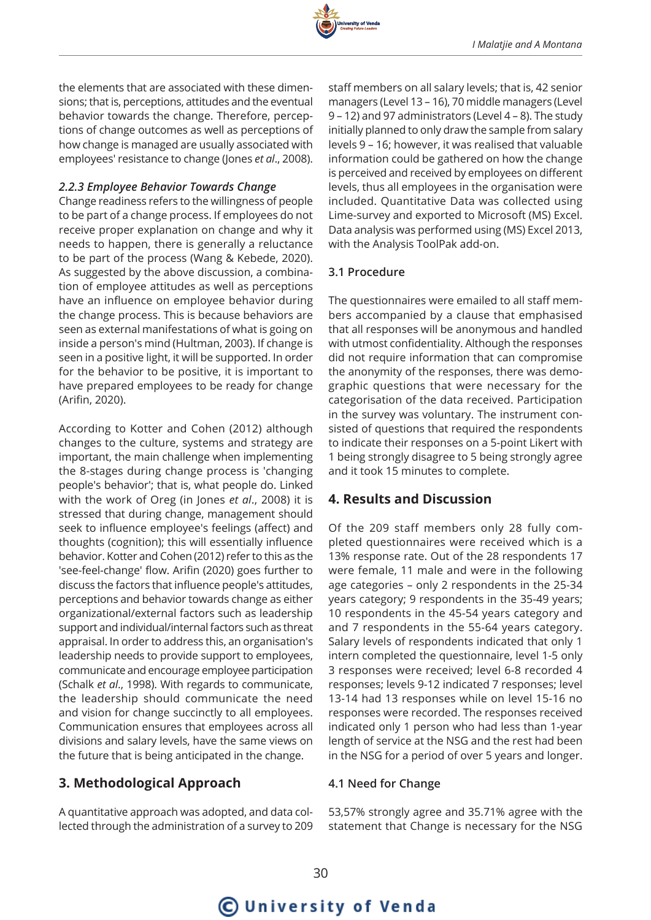the elements that are associated with these dimensions; that is, perceptions, attitudes and the eventual behavior towards the change. Therefore, perceptions of change outcomes as well as perceptions of how change is managed are usually associated with employees' resistance to change (Jones *et al*., 2008).

#### *2.2.3 Employee Behavior Towards Change*

Change readiness refers to the willingness of people to be part of a change process. If employees do not receive proper explanation on change and why it needs to happen, there is generally a reluctance to be part of the process (Wang & Kebede, 2020). As suggested by the above discussion, a combination of employee attitudes as well as perceptions have an influence on employee behavior during the change process. This is because behaviors are seen as external manifestations of what is going on inside a person's mind (Hultman, 2003). If change is seen in a positive light, it will be supported. In order for the behavior to be positive, it is important to have prepared employees to be ready for change (Arifin, 2020).

According to Kotter and Cohen (2012) although changes to the culture, systems and strategy are important, the main challenge when implementing the 8-stages during change process is 'changing people's behavior'; that is, what people do. Linked with the work of Oreg (in Jones *et al*., 2008) it is stressed that during change, management should seek to influence employee's feelings (affect) and thoughts (cognition); this will essentially influence behavior. Kotter and Cohen (2012) refer to this as the 'see-feel-change' flow. Arifin (2020) goes further to discuss the factors that influence people's attitudes, perceptions and behavior towards change as either organizational/external factors such as leadership support and individual/internal factors such as threat appraisal. In order to address this, an organisation's leadership needs to provide support to employees, communicate and encourage employee participation (Schalk *et al*., 1998). With regards to communicate, the leadership should communicate the need and vision for change succinctly to all employees. Communication ensures that employees across all divisions and salary levels, have the same views on the future that is being anticipated in the change.

## 3. Methodological Approach

A quantitative approach was adopted, and data collected through the administration of a survey to 209 staff members on all salary levels; that is, 42 senior managers (Level 13 – 16), 70 middle managers (Level 9 – 12) and 97 administrators (Level 4 – 8). The study initially planned to only draw the sample from salary levels 9 – 16; however, it was realised that valuable information could be gathered on how the change is perceived and received by employees on different levels, thus all employees in the organisation were included. Quantitative Data was collected using Lime-survey and exported to Microsoft (MS) Excel. Data analysis was performed using (MS) Excel 2013, with the Analysis ToolPak add-on.

### 3.1 Procedure

The questionnaires were emailed to all staff members accompanied by a clause that emphasised that all responses will be anonymous and handled with utmost confidentiality. Although the responses did not require information that can compromise the anonymity of the responses, there was demographic questions that were necessary for the categorisation of the data received. Participation in the survey was voluntary. The instrument consisted of questions that required the respondents to indicate their responses on a 5-point Likert with 1 being strongly disagree to 5 being strongly agree and it took 15 minutes to complete.

## 4. Results and Discussion

Of the 209 staff members only 28 fully completed questionnaires were received which is a 13% response rate. Out of the 28 respondents 17 were female, 11 male and were in the following age categories – only 2 respondents in the 25-34 years category; 9 respondents in the 35-49 years; 10 respondents in the 45-54 years category and and 7 respondents in the 55-64 years category. Salary levels of respondents indicated that only 1 intern completed the questionnaire, level 1-5 only 3 responses were received; level 6-8 recorded 4 responses; levels 9-12 indicated 7 responses; level 13-14 had 13 responses while on level 15-16 no responses were recorded. The responses received indicated only 1 person who had less than 1-year length of service at the NSG and the rest had been in the NSG for a period of over 5 years and longer.

### 4.1 Need for Change

53,57% strongly agree and 35.71% agree with the statement that Change is necessary for the NSG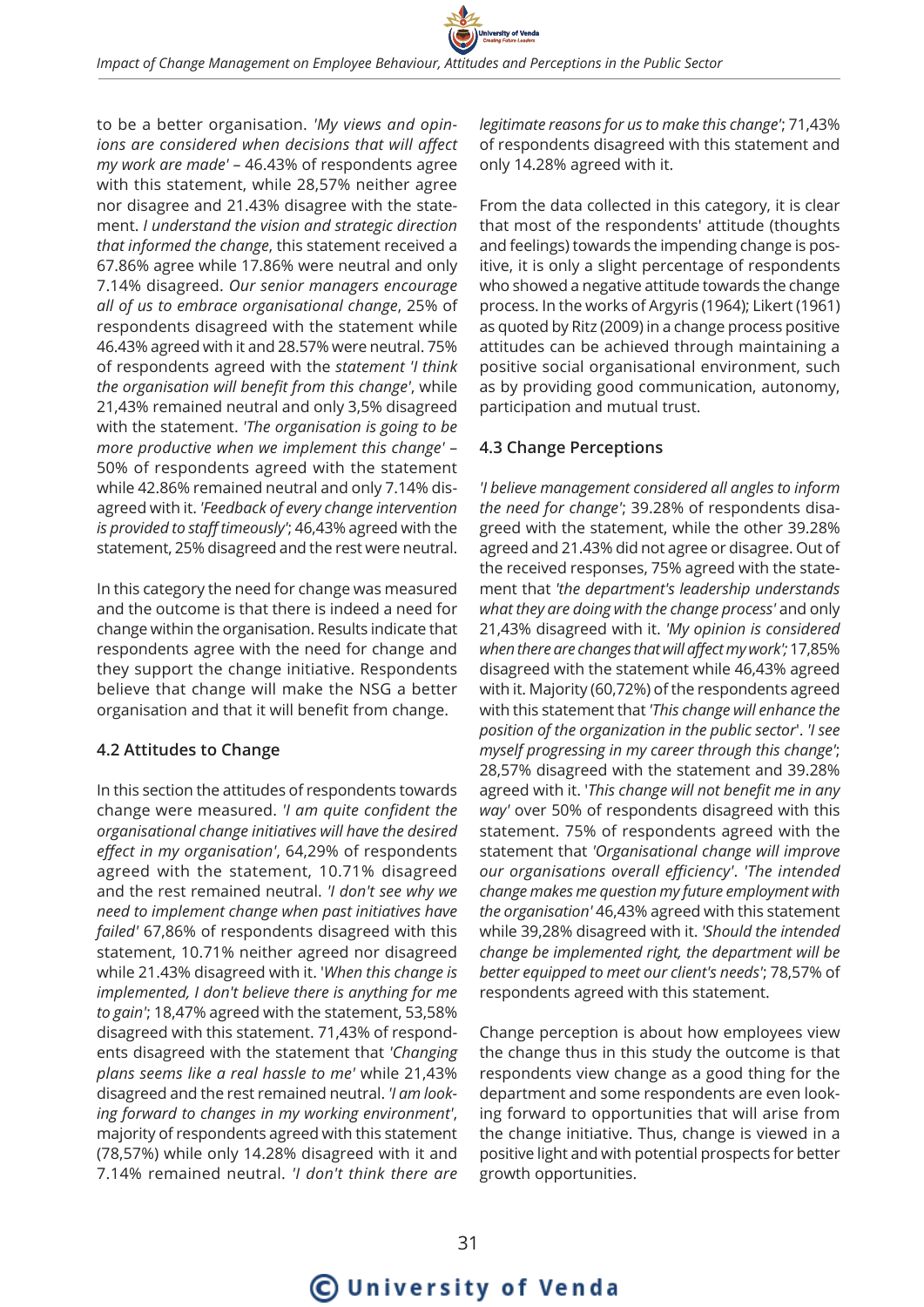to be a better organisation. *'My views and opinions are considered when decisions that will affect my work are made'* – 46.43% of respondents agree with this statement, while 28,57% neither agree nor disagree and 21.43% disagree with the statement. *I understand the vision and strategic direction that informed the change*, this statement received a 67.86% agree while 17.86% were neutral and only 7.14% disagreed. *Our senior managers encourage all of us to embrace organisational change*, 25% of respondents disagreed with the statement while 46.43% agreed with it and 28.57% were neutral. 75% of respondents agreed with the *statement 'I think the organisation will benefit from this change'*, while 21,43% remained neutral and only 3,5% disagreed with the statement. *'The organisation is going to be more productive when we implement this change'* – 50% of respondents agreed with the statement while 42.86% remained neutral and only 7.14% disagreed with it. *'Feedback of every change intervention is provided to staff timeously'*; 46,43% agreed with the statement, 25% disagreed and the rest were neutral.

In this category the need for change was measured and the outcome is that there is indeed a need for change within the organisation. Results indicate that respondents agree with the need for change and they support the change initiative. Respondents believe that change will make the NSG a better organisation and that it will benefit from change.

### 4.2 Attitudes to Change

In this section the attitudes of respondents towards change were measured. *'I am quite confident the organisational change initiatives will have the desired effect in my organisation'*, 64,29% of respondents agreed with the statement, 10.71% disagreed and the rest remained neutral. *'I don't see why we need to implement change when past initiatives have failed'* 67,86% of respondents disagreed with this statement, 10.71% neither agreed nor disagreed while 21.43% disagreed with it. '*When this change is implemented, I don't believe there is anything for me to gain'*; 18,47% agreed with the statement, 53,58% disagreed with this statement. 71,43% of respondents disagreed with the statement that *'Changing plans seems like a real hassle to me'* while 21,43% disagreed and the rest remained neutral. *'I am looking forward to changes in my working environment'*, majority of respondents agreed with this statement (78,57%) while only 14.28% disagreed with it and 7.14% remained neutral. *'I don't think there are legitimate reasons for us to make this change'*; 71,43% of respondents disagreed with this statement and only 14.28% agreed with it.

From the data collected in this category, it is clear that most of the respondents' attitude (thoughts and feelings) towards the impending change is positive, it is only a slight percentage of respondents who showed a negative attitude towards the change process. In the works of Argyris (1964); Likert (1961) as quoted by Ritz (2009) in a change process positive attitudes can be achieved through maintaining a positive social organisational environment, such as by providing good communication, autonomy, participation and mutual trust.

### 4.3 Change Perceptions

*'I believe management considered all angles to inform the need for change'*; 39.28% of respondents disagreed with the statement, while the other 39.28% agreed and 21.43% did not agree or disagree. Out of the received responses, 75% agreed with the statement that *'the department's leadership understands what they are doing with the change process'* and only 21,43% disagreed with it. *'My opinion is considered when there are changes that will affect my work';* 17,85% disagreed with the statement while 46,43% agreed with it. Majority (60,72%) of the respondents agreed with this statement that *'This change will enhance the position of the organization in the public sector*'. *'I see myself progressing in my career through this change'*; 28,57% disagreed with the statement and 39.28% agreed with it. '*This change will not benefit me in any way'* over 50% of respondents disagreed with this statement. 75% of respondents agreed with the statement that *'Organisational change will improve our organisations overall efficiency'*. *'The intended change makes me question my future employment with the organisation'* 46,43% agreed with this statement while 39,28% disagreed with it. *'Should the intended change be implemented right, the department will be better equipped to meet our client's needs'*; 78,57% of respondents agreed with this statement.

Change perception is about how employees view the change thus in this study the outcome is that respondents view change as a good thing for the department and some respondents are even looking forward to opportunities that will arise from the change initiative. Thus, change is viewed in a positive light and with potential prospects for better growth opportunities.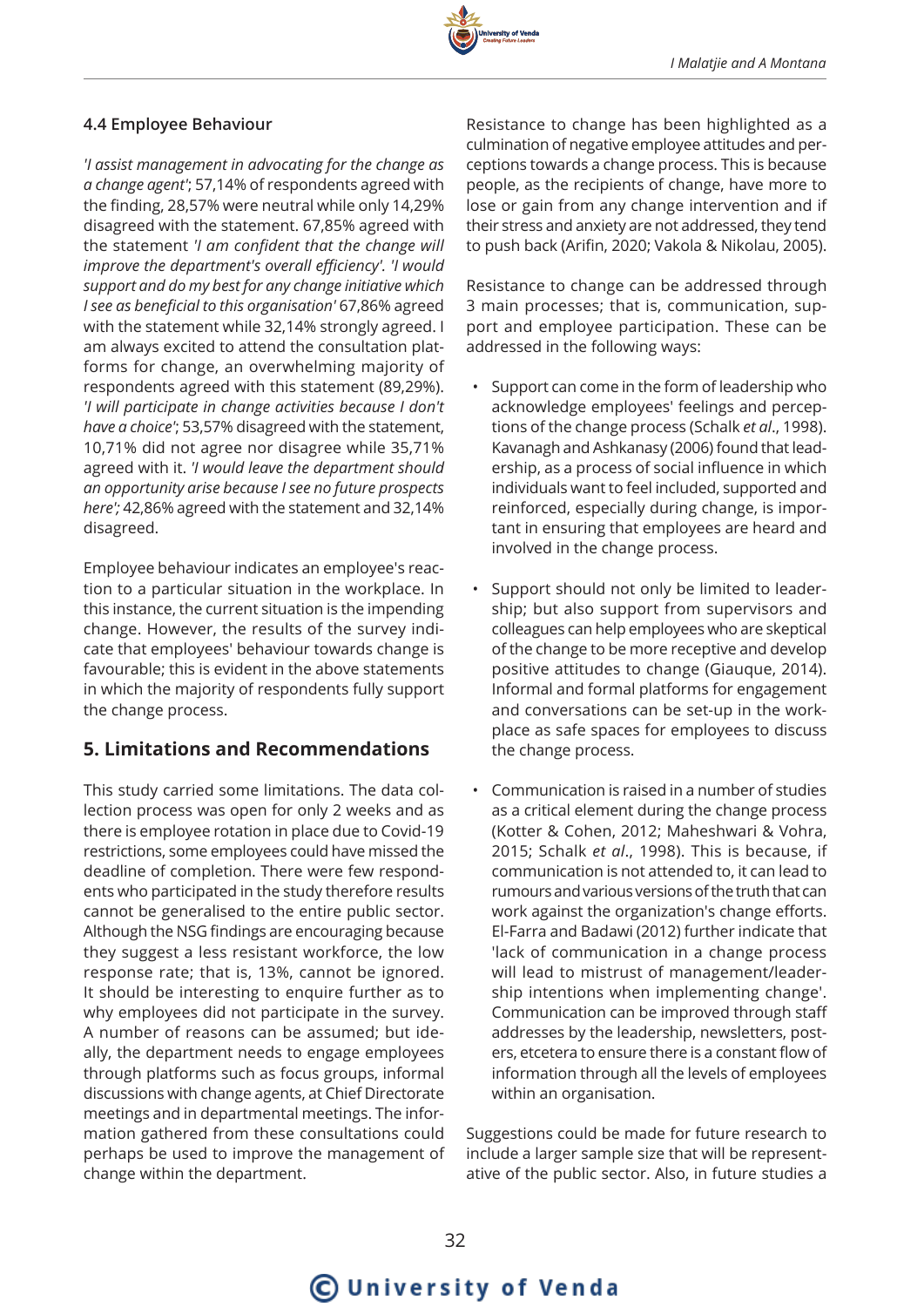### 4.4 Employee Behaviour

*'I assist management in advocating for the change as a change agent'*; 57,14% of respondents agreed with the finding, 28,57% were neutral while only 14,29% disagreed with the statement. 67,85% agreed with the statement *'I am confident that the change will improve the department's overall efficiency'. 'I would support and do my best for any change initiative which I see as beneficial to this organisation'* 67,86% agreed with the statement while 32,14% strongly agreed. I am always excited to attend the consultation platforms for change, an overwhelming majority of respondents agreed with this statement (89,29%). *'I will participate in change activities because I don't have a choice'*; 53,57% disagreed with the statement, 10,71% did not agree nor disagree while 35,71% agreed with it. *'I would leave the department should an opportunity arise because I see no future prospects here';* 42,86% agreed with the statement and 32,14% disagreed.

Employee behaviour indicates an employee's reaction to a particular situation in the workplace. In this instance, the current situation is the impending change. However, the results of the survey indicate that employees' behaviour towards change is favourable; this is evident in the above statements in which the majority of respondents fully support the change process.

## 5. Limitations and Recommendations

This study carried some limitations. The data collection process was open for only 2 weeks and as there is employee rotation in place due to Covid-19 restrictions, some employees could have missed the deadline of completion. There were few respondents who participated in the study therefore results cannot be generalised to the entire public sector. Although the NSG findings are encouraging because they suggest a less resistant workforce, the low response rate; that is, 13%, cannot be ignored. It should be interesting to enquire further as to why employees did not participate in the survey. A number of reasons can be assumed; but ideally, the department needs to engage employees through platforms such as focus groups, informal discussions with change agents, at Chief Directorate meetings and in departmental meetings. The information gathered from these consultations could perhaps be used to improve the management of change within the department.

Resistance to change has been highlighted as a culmination of negative employee attitudes and perceptions towards a change process. This is because people, as the recipients of change, have more to lose or gain from any change intervention and if their stress and anxiety are not addressed, they tend to push back (Arifin, 2020; Vakola & Nikolau, 2005).

Resistance to change can be addressed through 3 main processes; that is, communication, support and employee participation. These can be addressed in the following ways:

- Support can come in the form of leadership who acknowledge employees' feelings and perceptions of the change process (Schalk *et al*., 1998). Kavanagh and Ashkanasy (2006) found that leadership, as a process of social influence in which individuals want to feel included, supported and reinforced, especially during change, is important in ensuring that employees are heard and involved in the change process.
- Support should not only be limited to leadership; but also support from supervisors and colleagues can help employees who are skeptical of the change to be more receptive and develop positive attitudes to change (Giauque, 2014). Informal and formal platforms for engagement and conversations can be set-up in the workplace as safe spaces for employees to discuss the change process.
- Communication is raised in a number of studies as a critical element during the change process (Kotter & Cohen, 2012; Maheshwari & Vohra, 2015; Schalk *et al*., 1998). This is because, if communication is not attended to, it can lead to rumours and various versions of the truth that can work against the organization's change efforts. El-Farra and Badawi (2012) further indicate that 'lack of communication in a change process will lead to mistrust of management/leadership intentions when implementing change'. Communication can be improved through staff addresses by the leadership, newsletters, posters, etcetera to ensure there is a constant flow of information through all the levels of employees within an organisation.

Suggestions could be made for future research to include a larger sample size that will be representative of the public sector. Also, in future studies a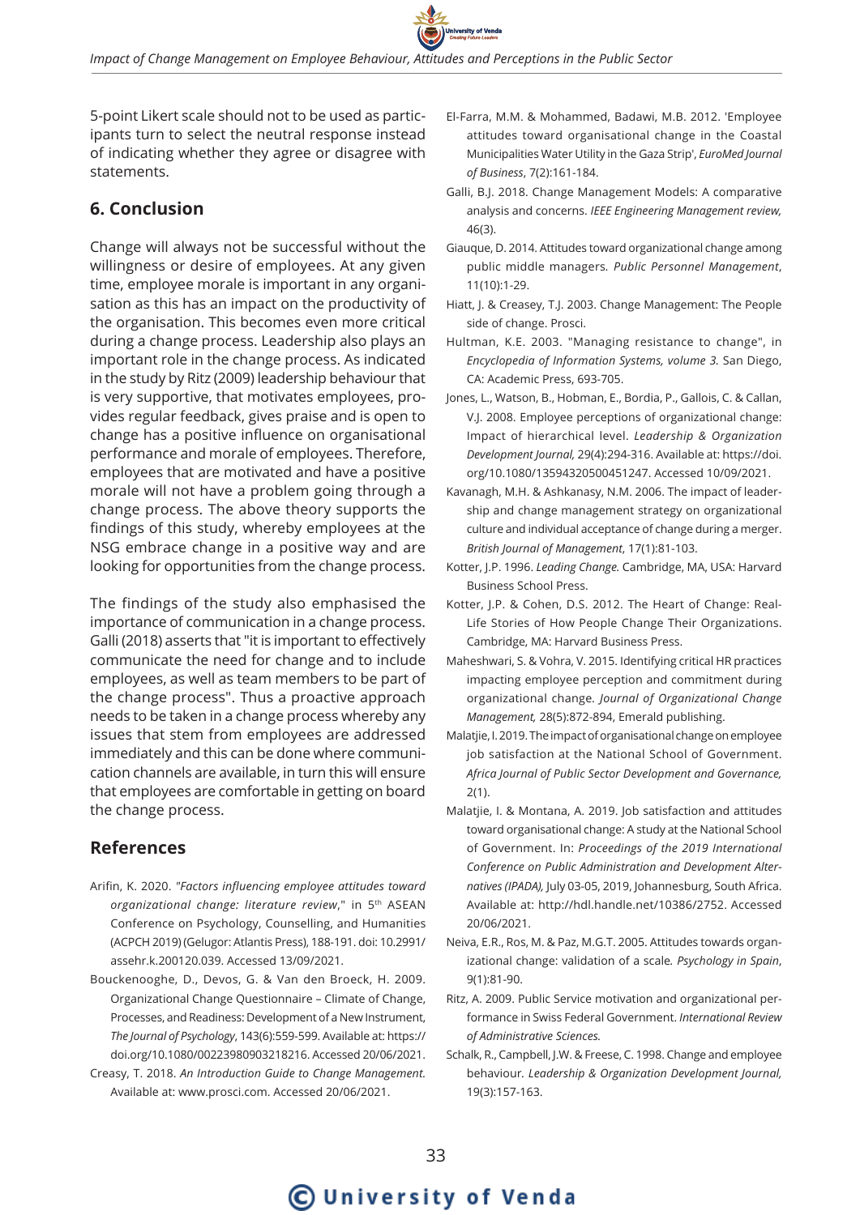5-point Likert scale should not to be used as participants turn to select the neutral response instead of indicating whether they agree or disagree with statements.

## 6. Conclusion

Change will always not be successful without the willingness or desire of employees. At any given time, employee morale is important in any organisation as this has an impact on the productivity of the organisation. This becomes even more critical during a change process. Leadership also plays an important role in the change process. As indicated in the study by Ritz (2009) leadership behaviour that is very supportive, that motivates employees, provides regular feedback, gives praise and is open to change has a positive influence on organisational performance and morale of employees. Therefore, employees that are motivated and have a positive morale will not have a problem going through a change process. The above theory supports the findings of this study, whereby employees at the NSG embrace change in a positive way and are looking for opportunities from the change process.

The findings of the study also emphasised the importance of communication in a change process. Galli (2018) asserts that "it is important to effectively communicate the need for change and to include employees, as well as team members to be part of the change process". Thus a proactive approach needs to be taken in a change process whereby any issues that stem from employees are addressed immediately and this can be done where communication channels are available, in turn this will ensure that employees are comfortable in getting on board the change process.

## References

Arifin, K. 2020. *"Factors influencing employee attitudes toward organizational change: literature review*," in 5th ASEAN Conference on Psychology, Counselling, and Humanities (ACPCH 2019) (Gelugor: Atlantis Press), 188-191. doi: 10.2991/assehr.k.200120.039. Accessed 13/09/2021.

Bouckenooghe, D., Devos, G. & Van den Broeck, H. 2009. Organizational Change Questionnaire – Climate of Change, Processes, and Readiness: Development of a New Instrument, *The Journal of Psychology*, 143(6):559-599. Available at: https://doi.org/10.1080/00223980903218216. Accessed 20/06/2021.

Creasy, T. 2018. *An Introduction Guide to Change Management.* Available at: www.prosci.com. Accessed 20/06/2021.

El-Farra, M.M. & Mohammed, Badawi, M.B. 2012. 'Employee attitudes toward organisational change in the Coastal Municipalities Water Utility in the Gaza Strip', *EuroMed Journal of Business*, 7(2):161-184.

Galli, B.J. 2018. Change Management Models: A comparative analysis and concerns. *IEEE Engineering Management review,* 46(3).

Giauque, D. 2014. Attitudes toward organizational change among public middle managers. *Public Personnel Management*, 11(10):1-29.

Hiatt, J. & Creasey, T.J. 2003. Change Management: The People side of change. Prosci.

Hultman, K.E. 2003. "Managing resistance to change", in *Encyclopedia of Information Systems, volume 3.* San Diego, CA: Academic Press, 693-705.

Jones, L., Watson, B., Hobman, E., Bordia, P., Gallois, C. & Callan, V.J. 2008. Employee perceptions of organizational change: Impact of hierarchical level. *Leadership & Organization Development Journal,* 29(4):294-316. Available at: https://doi.org/10.1080/13594320500451247. Accessed 10/09/2021.

Kavanagh, M.H. & Ashkanasy, N.M. 2006. The impact of leadership and change management strategy on organizational culture and individual acceptance of change during a merger. *British Journal of Management*, 17(1):81-103.

Kotter, J.P. 1996. *Leading Change.* Cambridge, MA, USA: Harvard Business School Press.

Kotter, J.P. & Cohen, D.S. 2012. The Heart of Change: Real-Life Stories of How People Change Their Organizations. Cambridge, MA: Harvard Business Press.

Maheshwari, S. & Vohra, V. 2015. Identifying critical HR practices impacting employee perception and commitment during organizational change. *Journal of Organizational Change Management,* 28(5):872-894, Emerald publishing.

Malatjie, I. 2019. The impact of organisational change on employee job satisfaction at the National School of Government. *Africa Journal of Public Sector Development and Governance,* 2(1).

Malatjie, I. & Montana, A. 2019. Job satisfaction and attitudes toward organisational change: A study at the National School of Government. In: *Proceedings of the 2019 International Conference on Public Administration and Development Alternatives (IPADA),* July 03-05, 2019, Johannesburg, South Africa. Available at: http://hdl.handle.net/10386/2752. Accessed 20/06/2021.

Neiva, E.R., Ros, M. & Paz, M.G.T. 2005. Attitudes towards organizational change: validation of a scale*. Psychology in Spain*, 9(1):81-90.

Ritz, A. 2009. Public Service motivation and organizational performance in Swiss Federal Government. *International Review of Administrative Sciences.*

Schalk, R., Campbell, J.W. & Freese, C. 1998. Change and employee behaviour. *Leadership & Organization Development Journal,* 19(3):157-163.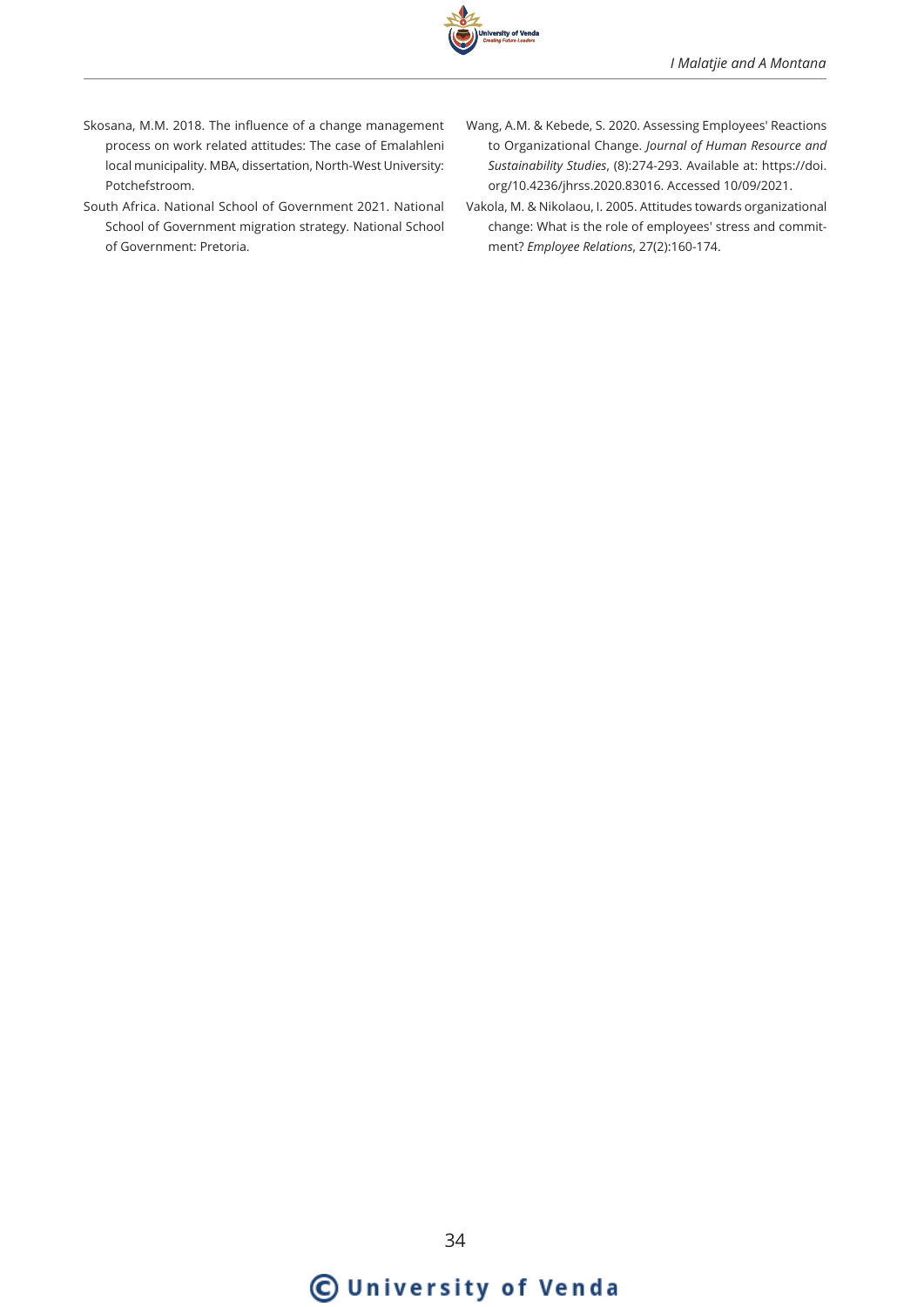Skosana, M.M. 2018. The influence of a change management process on work related attitudes: The case of Emalahleni local municipality. MBA, dissertation, North-West University: Potchefstroom.

South Africa. National School of Government 2021. National School of Government migration strategy. National School of Government: Pretoria.

Wang, A.M. & Kebede, S. 2020. Assessing Employees' Reactions to Organizational Change. *Journal of Human Resource and Sustainability Studies*, (8):274-293. Available at: https://doi.org/10.4236/jhrss.2020.83016. Accessed 10/09/2021.

Vakola, M. & Nikolaou, I. 2005. Attitudes towards organizational change: What is the role of employees' stress and commitment? *Employee Relations*, 27(2):160-174.